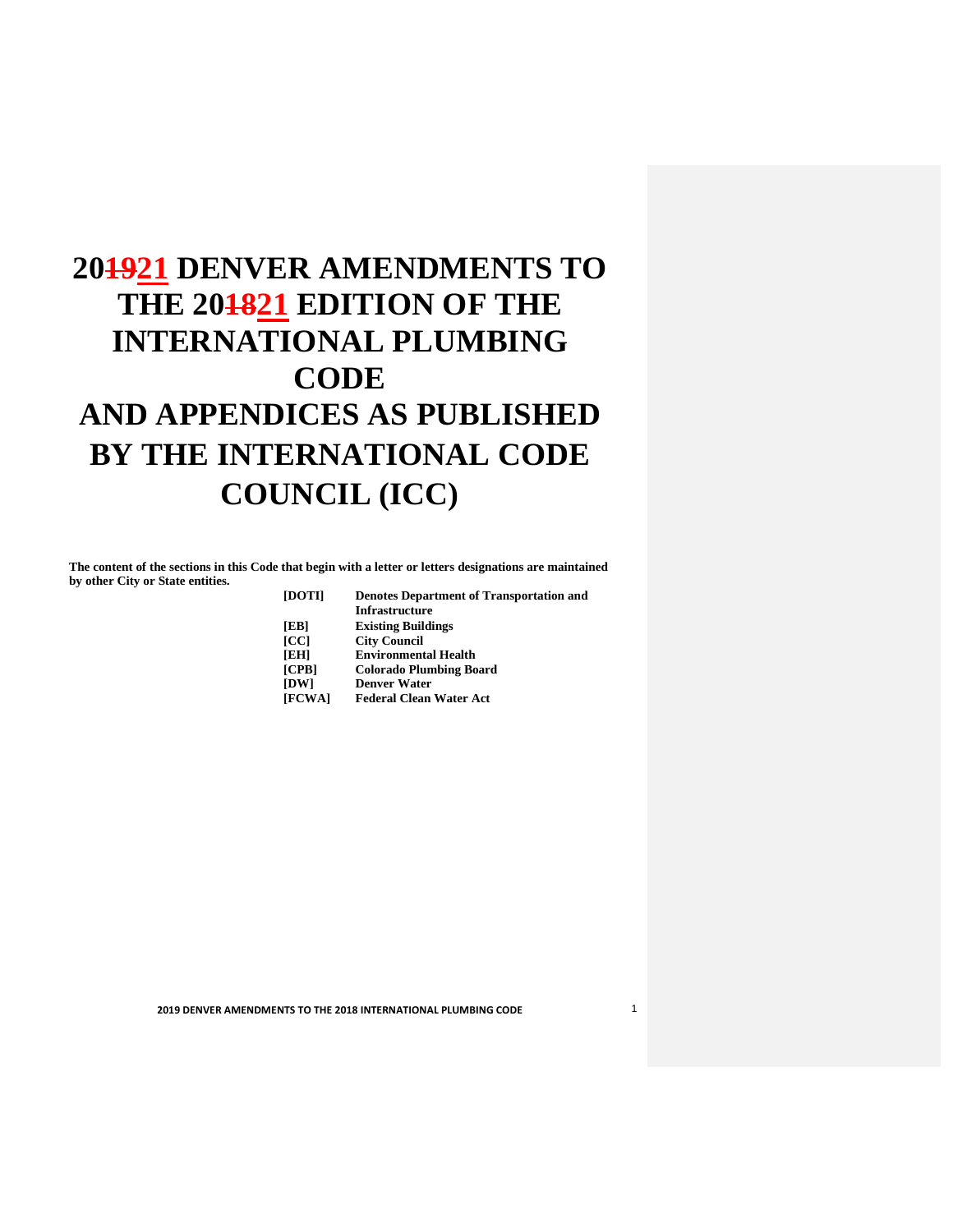# 20~~19~~21 DENVER AMENDMENTS TO THE 20~~18~~21 EDITION OF THE INTERNATIONAL PLUMBING CODE AND APPENDICES AS PUBLISHED BY THE INTERNATIONAL CODE COUNCIL (ICC)

**The content of the sections in this Code that begin with a letter or letters designations are maintained by other City or State entities.**

| | |
|---|---|
| **[DOTI]** | **Denotes Department of Transportation and Infrastructure** |
| **[EB]** | **Existing Buildings** |
| **[CC]** | **City Council** |
| **[EH]** | **Environmental Health** |
| **[CPB]** | **Colorado Plumbing Board** |
| **[DW]** | **Denver Water** |
| **[FCWA]** | **Federal Clean Water Act** |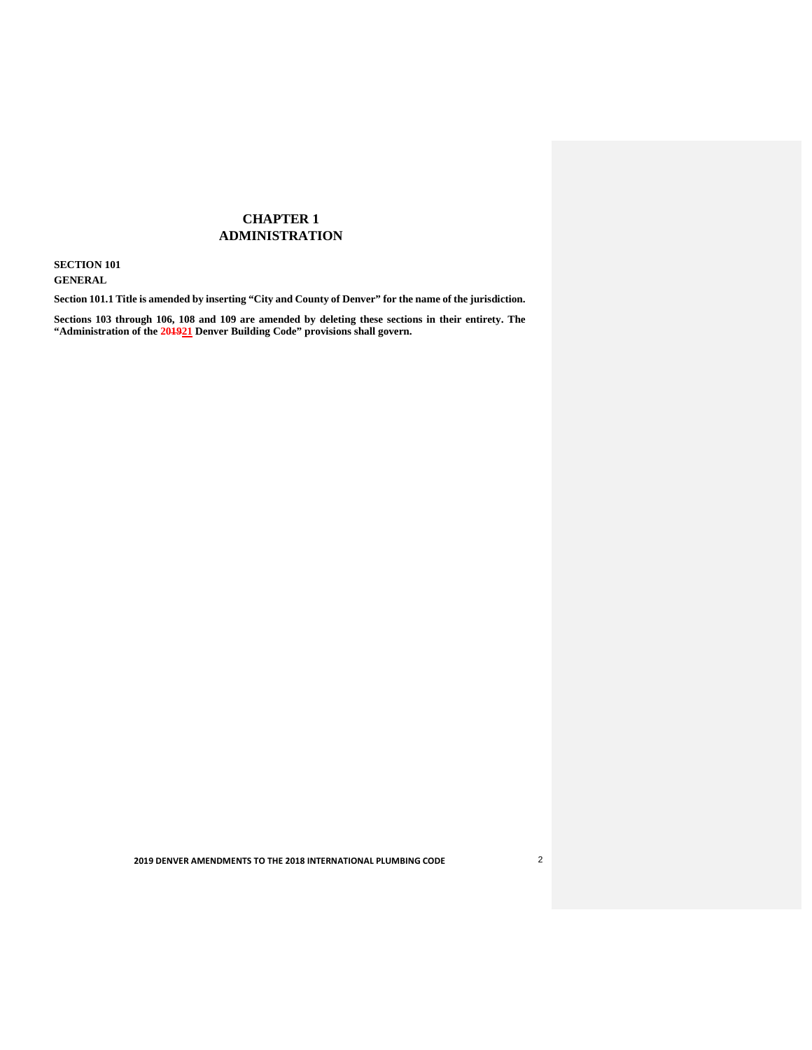# CHAPTER 1
# ADMINISTRATION

**SECTION 101**
**GENERAL**

**Section 101.1 Title is amended by inserting "City and County of Denver" for the name of the jurisdiction.**

**Sections 103 through 106, 108 and 109 are amended by deleting these sections in their entirety. The "Administration of the ~~2019~~21 Denver Building Code" provisions shall govern.**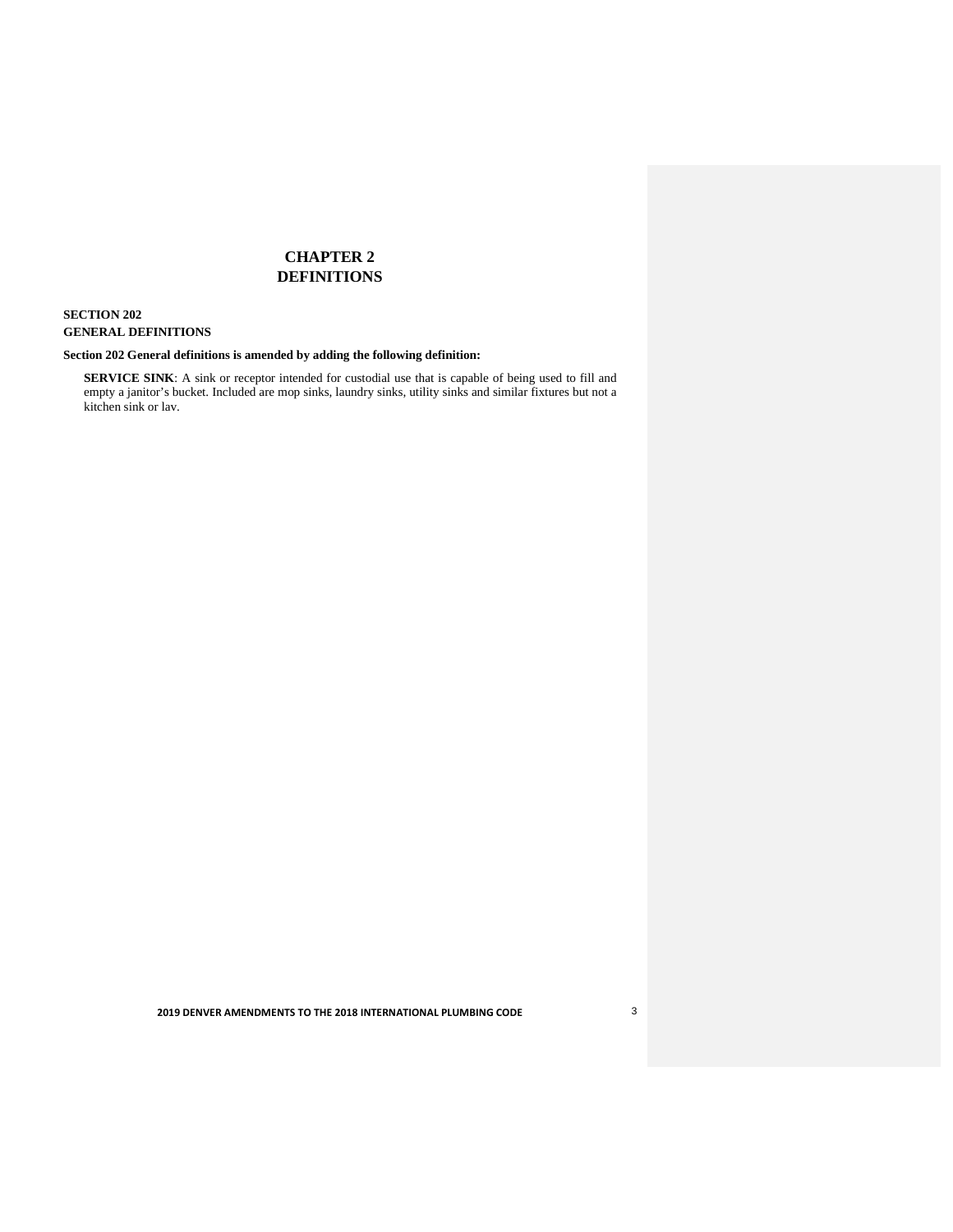# CHAPTER 2
# DEFINITIONS

## SECTION 202
## GENERAL DEFINITIONS

**Section 202 General definitions is amended by adding the following definition:**

**SERVICE SINK**: A sink or receptor intended for custodial use that is capable of being used to fill and empty a janitor's bucket. Included are mop sinks, laundry sinks, utility sinks and similar fixtures but not a kitchen sink or lav.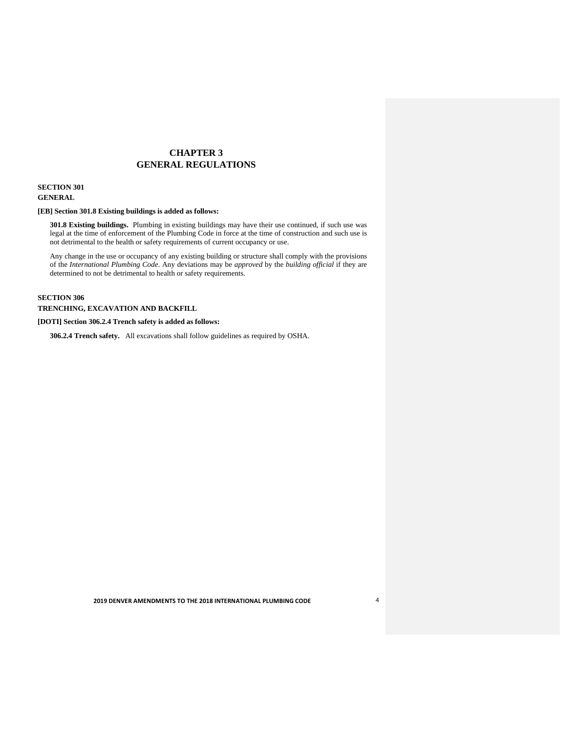# CHAPTER 3
# GENERAL REGULATIONS

## SECTION 301
## GENERAL

**[EB] Section 301.8 Existing buildings is added as follows:**

**301.8 Existing buildings.** Plumbing in existing buildings may have their use continued, if such use was legal at the time of enforcement of the Plumbing Code in force at the time of construction and such use is not detrimental to the health or safety requirements of current occupancy or use.

Any change in the use or occupancy of any existing building or structure shall comply with the provisions of the *International Plumbing Code*. Any deviations may be *approved* by the *building official* if they are determined to not be detrimental to health or safety requirements.

## SECTION 306
## TRENCHING, EXCAVATION AND BACKFILL

**[DOTI] Section 306.2.4 Trench safety is added as follows:**

**306.2.4 Trench safety.** All excavations shall follow guidelines as required by OSHA.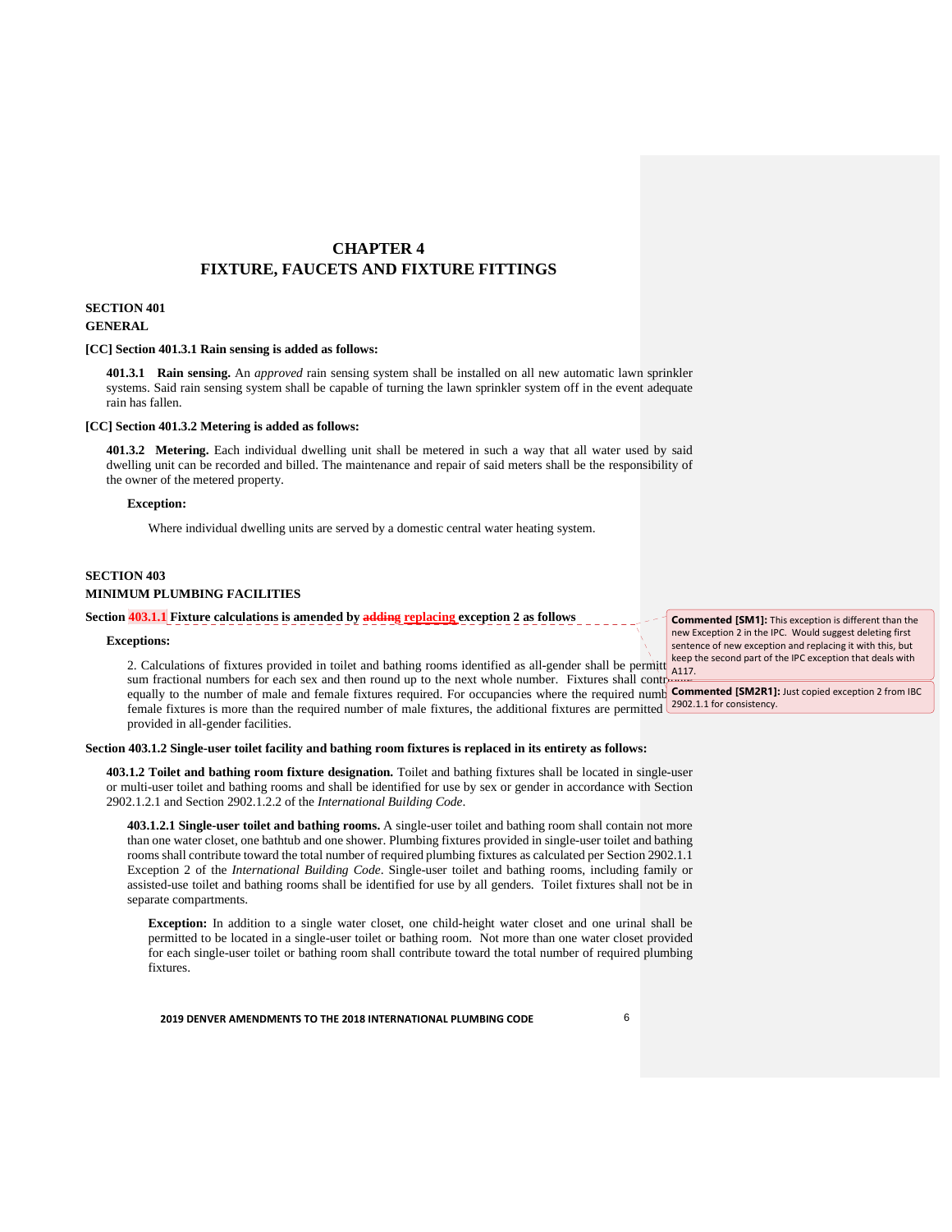# CHAPTER 4
# FIXTURE, FAUCETS AND FIXTURE FITTINGS

## SECTION 401
## GENERAL

**[CC] Section 401.3.1 Rain sensing is added as follows:**

**401.3.1 Rain sensing.** An *approved* rain sensing system shall be installed on all new automatic lawn sprinkler systems. Said rain sensing system shall be capable of turning the lawn sprinkler system off in the event adequate rain has fallen.

**[CC] Section 401.3.2 Metering is added as follows:**

**401.3.2 Metering.** Each individual dwelling unit shall be metered in such a way that all water used by said dwelling unit can be recorded and billed. The maintenance and repair of said meters shall be the responsibility of the owner of the metered property.

**Exception:**

Where individual dwelling units are served by a domestic central water heating system.

## SECTION 403
## MINIMUM PLUMBING FACILITIES

**Section 403.1.1 Fixture calculations is amended by ~~adding~~ replacing exception 2 as follows**

**Exceptions:**

2. Calculations of fixtures provided in toilet and bathing rooms identified as all-gender shall be permitted to sum fractional numbers for each sex and then round up to the next whole number. Fixtures shall contribute equally to the number of male and female fixtures required. For occupancies where the required number of female fixtures is more than the required number of male fixtures, the additional fixtures are permitted to be provided in all-gender facilities.

> **Commented [SM1]:** This exception is different than the new Exception 2 in the IPC. Would suggest deleting first sentence of new exception and replacing it with this, but keep the second part of the IPC exception that deals with A117.
>
> **Commented [SM2R1]:** Just copied exception 2 from IBC 2902.1.1 for consistency.

**Section 403.1.2 Single-user toilet facility and bathing room fixtures is replaced in its entirety as follows:**

**403.1.2 Toilet and bathing room fixture designation.** Toilet and bathing fixtures shall be located in single-user or multi-user toilet and bathing rooms and shall be identified for use by sex or gender in accordance with Section 2902.1.2.1 and Section 2902.1.2.2 of the *International Building Code*.

**403.1.2.1 Single-user toilet and bathing rooms.** A single-user toilet and bathing room shall contain not more than one water closet, one bathtub and one shower. Plumbing fixtures provided in single-user toilet and bathing rooms shall contribute toward the total number of required plumbing fixtures as calculated per Section 2902.1.1 Exception 2 of the *International Building Code*. Single-user toilet and bathing rooms, including family or assisted-use toilet and bathing rooms shall be identified for use by all genders. Toilet fixtures shall not be in separate compartments.

**Exception:** In addition to a single water closet, one child-height water closet and one urinal shall be permitted to be located in a single-user toilet or bathing room. Not more than one water closet provided for each single-user toilet or bathing room shall contribute toward the total number of required plumbing fixtures.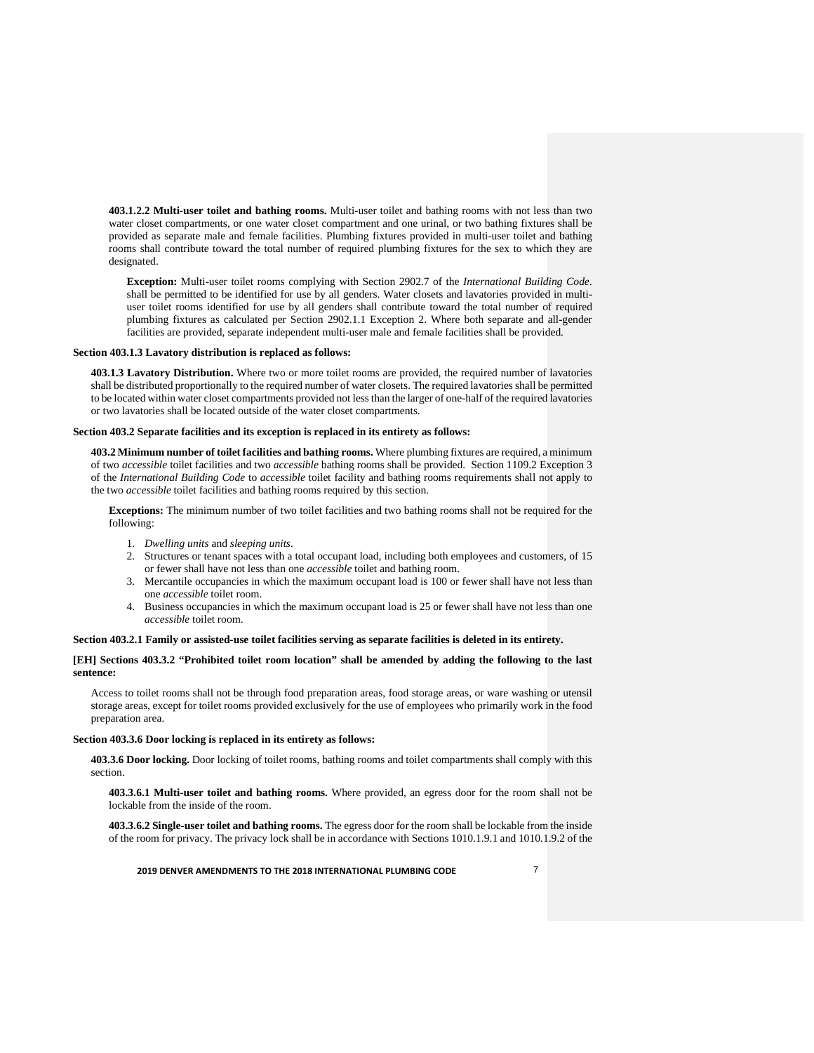**403.1.2.2 Multi-user toilet and bathing rooms.** Multi-user toilet and bathing rooms with not less than two water closet compartments, or one water closet compartment and one urinal, or two bathing fixtures shall be provided as separate male and female facilities. Plumbing fixtures provided in multi-user toilet and bathing rooms shall contribute toward the total number of required plumbing fixtures for the sex to which they are designated.

> **Exception:** Multi-user toilet rooms complying with Section 2902.7 of the *International Building Code*. shall be permitted to be identified for use by all genders. Water closets and lavatories provided in multi-user toilet rooms identified for use by all genders shall contribute toward the total number of required plumbing fixtures as calculated per Section 2902.1.1 Exception 2. Where both separate and all-gender facilities are provided, separate independent multi-user male and female facilities shall be provided.

**Section 403.1.3 Lavatory distribution is replaced as follows:**

**403.1.3 Lavatory Distribution.** Where two or more toilet rooms are provided, the required number of lavatories shall be distributed proportionally to the required number of water closets. The required lavatories shall be permitted to be located within water closet compartments provided not less than the larger of one-half of the required lavatories or two lavatories shall be located outside of the water closet compartments.

**Section 403.2 Separate facilities and its exception is replaced in its entirety as follows:**

**403.2 Minimum number of toilet facilities and bathing rooms.** Where plumbing fixtures are required, a minimum of two *accessible* toilet facilities and two *accessible* bathing rooms shall be provided. Section 1109.2 Exception 3 of the *International Building Code* to *accessible* toilet facility and bathing rooms requirements shall not apply to the two *accessible* toilet facilities and bathing rooms required by this section.

> **Exceptions:** The minimum number of two toilet facilities and two bathing rooms shall not be required for the following:
>
> 1. *Dwelling units* and *sleeping units*.
> 2. Structures or tenant spaces with a total occupant load, including both employees and customers, of 15 or fewer shall have not less than one *accessible* toilet and bathing room.
> 3. Mercantile occupancies in which the maximum occupant load is 100 or fewer shall have not less than one *accessible* toilet room.
> 4. Business occupancies in which the maximum occupant load is 25 or fewer shall have not less than one *accessible* toilet room.

**Section 403.2.1 Family or assisted-use toilet facilities serving as separate facilities is deleted in its entirety.**

**[EH] Sections 403.3.2 "Prohibited toilet room location" shall be amended by adding the following to the last sentence:**

Access to toilet rooms shall not be through food preparation areas, food storage areas, or ware washing or utensil storage areas, except for toilet rooms provided exclusively for the use of employees who primarily work in the food preparation area.

**Section 403.3.6 Door locking is replaced in its entirety as follows:**

**403.3.6 Door locking.** Door locking of toilet rooms, bathing rooms and toilet compartments shall comply with this section.

> **403.3.6.1 Multi-user toilet and bathing rooms.** Where provided, an egress door for the room shall not be lockable from the inside of the room.
>
> **403.3.6.2 Single-user toilet and bathing rooms.** The egress door for the room shall be lockable from the inside of the room for privacy. The privacy lock shall be in accordance with Sections 1010.1.9.1 and 1010.1.9.2 of the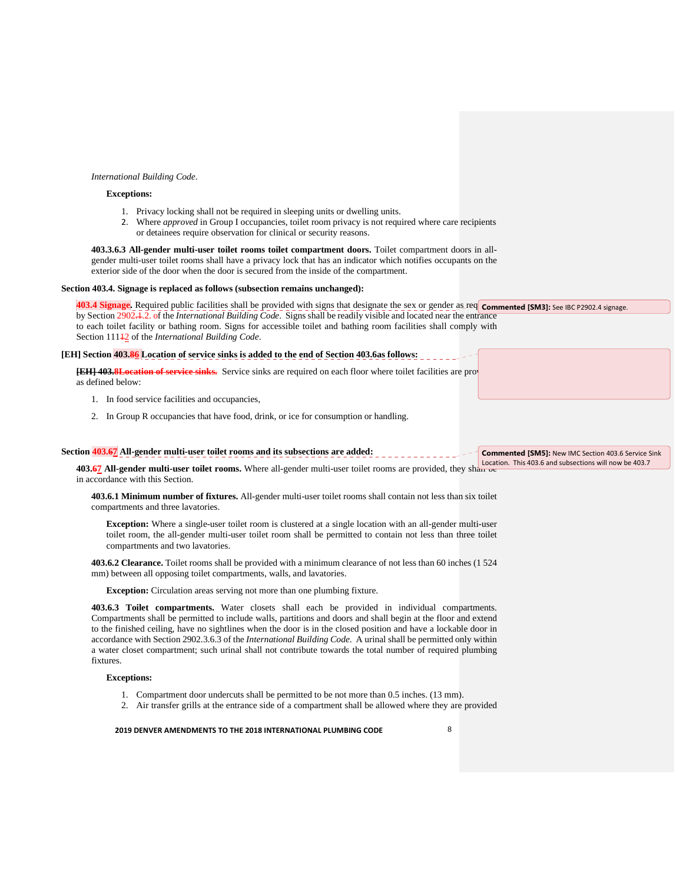*International Building Code*.

**Exceptions:**

1. Privacy locking shall not be required in sleeping units or dwelling units.
2. Where *approved* in Group I occupancies, toilet room privacy is not required where care recipients or detainees require observation for clinical or security reasons.

**403.3.6.3 All-gender multi-user toilet rooms toilet compartment doors.** Toilet compartment doors in all-gender multi-user toilet rooms shall have a privacy lock that has an indicator which notifies occupants on the exterior side of the door when the door is secured from the inside of the compartment.

**Section 403.4. Signage is replaced as follows (subsection remains unchanged):**

**403.4 Signage.** Required public facilities shall be provided with signs that designate the sex or gender as required by Section 2902.1.2. of the *International Building Code*. Signs shall be readily visible and located near the entrance to each toilet facility or bathing room. Signs for accessible toilet and bathing room facilities shall comply with Section 11112 of the *International Building Code*.

Commented [SM3]: See IBC P2902.4 signage.

**[EH] Section 403.86 Location of service sinks is added to the end of Section 403.6as follows:**

~~**[EH] 403.8Location of service sinks.**~~ Service sinks are required on each floor where toilet facilities are provided as defined below:

1. In food service facilities and occupancies,
2. In Group R occupancies that have food, drink, or ice for consumption or handling.

**Section 403.67 All-gender multi-user toilet rooms and its subsections are added:**

Commented [SM5]: New IMC Section 403.6 Service Sink Location. This 403.6 and subsections will now be 403.7

**403.67 All-gender multi-user toilet rooms.** Where all-gender multi-user toilet rooms are provided, they shall be in accordance with this Section.

**403.6.1 Minimum number of fixtures.** All-gender multi-user toilet rooms shall contain not less than six toilet compartments and three lavatories.

**Exception:** Where a single-user toilet room is clustered at a single location with an all-gender multi-user toilet room, the all-gender multi-user toilet room shall be permitted to contain not less than three toilet compartments and two lavatories.

**403.6.2 Clearance.** Toilet rooms shall be provided with a minimum clearance of not less than 60 inches (1 524 mm) between all opposing toilet compartments, walls, and lavatories.

**Exception:** Circulation areas serving not more than one plumbing fixture.

**403.6.3 Toilet compartments.** Water closets shall each be provided in individual compartments. Compartments shall be permitted to include walls, partitions and doors and shall begin at the floor and extend to the finished ceiling, have no sightlines when the door is in the closed position and have a lockable door in accordance with Section 2902.3.6.3 of the *International Building Code*. A urinal shall be permitted only within a water closet compartment; such urinal shall not contribute towards the total number of required plumbing fixtures.

**Exceptions:**

1. Compartment door undercuts shall be permitted to be not more than 0.5 inches. (13 mm).
2. Air transfer grills at the entrance side of a compartment shall be allowed where they are provided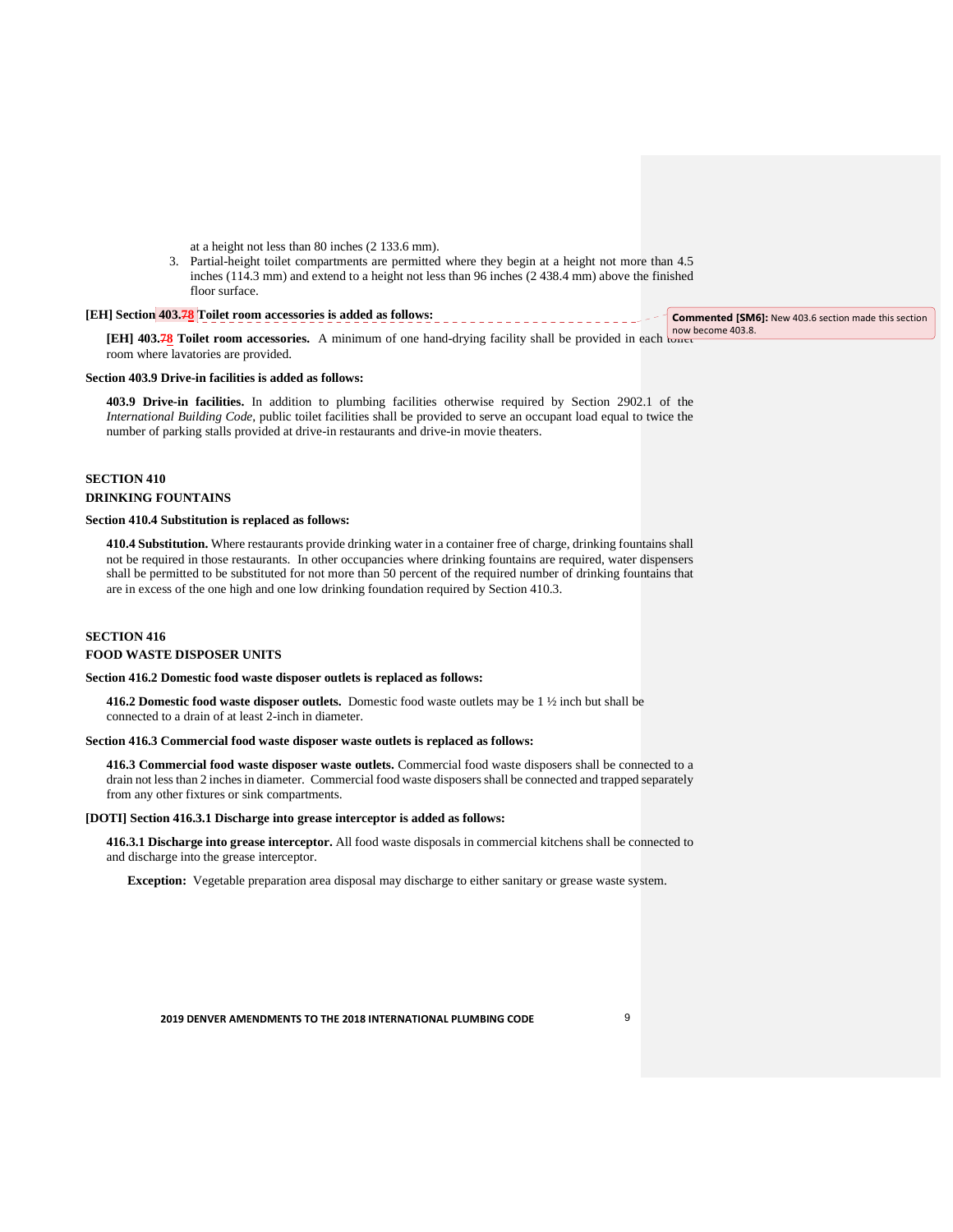at a height not less than 80 inches (2 133.6 mm).

3. Partial-height toilet compartments are permitted where they begin at a height not more than 4.5 inches (114.3 mm) and extend to a height not less than 96 inches (2 438.4 mm) above the finished floor surface.

**[EH] Section 403.~~7~~8 Toilet room accessories is added as follows:**

Commented [SM6]: New 403.6 section made this section now become 403.8.

**[EH] 403.~~7~~8 Toilet room accessories.** A minimum of one hand-drying facility shall be provided in each toilet room where lavatories are provided.

**Section 403.9 Drive-in facilities is added as follows:**

**403.9 Drive-in facilities.** In addition to plumbing facilities otherwise required by Section 2902.1 of the *International Building Code*, public toilet facilities shall be provided to serve an occupant load equal to twice the number of parking stalls provided at drive-in restaurants and drive-in movie theaters.

## SECTION 410
## DRINKING FOUNTAINS

**Section 410.4 Substitution is replaced as follows:**

**410.4 Substitution.** Where restaurants provide drinking water in a container free of charge, drinking fountains shall not be required in those restaurants. In other occupancies where drinking fountains are required, water dispensers shall be permitted to be substituted for not more than 50 percent of the required number of drinking fountains that are in excess of the one high and one low drinking foundation required by Section 410.3.

## SECTION 416
## FOOD WASTE DISPOSER UNITS

**Section 416.2 Domestic food waste disposer outlets is replaced as follows:**

**416.2 Domestic food waste disposer outlets.** Domestic food waste outlets may be 1 ½ inch but shall be connected to a drain of at least 2-inch in diameter.

**Section 416.3 Commercial food waste disposer waste outlets is replaced as follows:**

**416.3 Commercial food waste disposer waste outlets.** Commercial food waste disposers shall be connected to a drain not less than 2 inches in diameter. Commercial food waste disposers shall be connected and trapped separately from any other fixtures or sink compartments.

**[DOTI] Section 416.3.1 Discharge into grease interceptor is added as follows:**

**416.3.1 Discharge into grease interceptor.** All food waste disposals in commercial kitchens shall be connected to and discharge into the grease interceptor.

**Exception:** Vegetable preparation area disposal may discharge to either sanitary or grease waste system.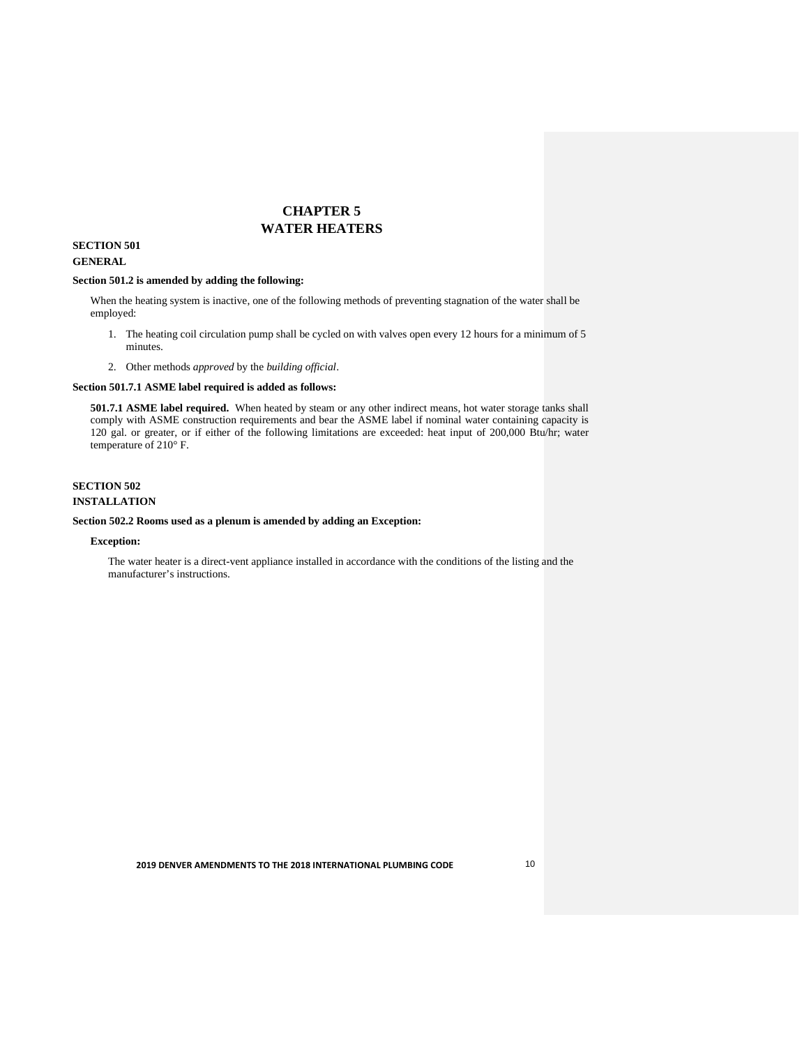# CHAPTER 5
# WATER HEATERS

## SECTION 501
## GENERAL

**Section 501.2 is amended by adding the following:**

When the heating system is inactive, one of the following methods of preventing stagnation of the water shall be employed:

1. The heating coil circulation pump shall be cycled on with valves open every 12 hours for a minimum of 5 minutes.
2. Other methods *approved* by the *building official*.

**Section 501.7.1 ASME label required is added as follows:**

**501.7.1 ASME label required.** When heated by steam or any other indirect means, hot water storage tanks shall comply with ASME construction requirements and bear the ASME label if nominal water containing capacity is 120 gal. or greater, or if either of the following limitations are exceeded: heat input of 200,000 Btu/hr; water temperature of 210° F.

## SECTION 502
## INSTALLATION

**Section 502.2 Rooms used as a plenum is amended by adding an Exception:**

**Exception:**

The water heater is a direct-vent appliance installed in accordance with the conditions of the listing and the manufacturer's instructions.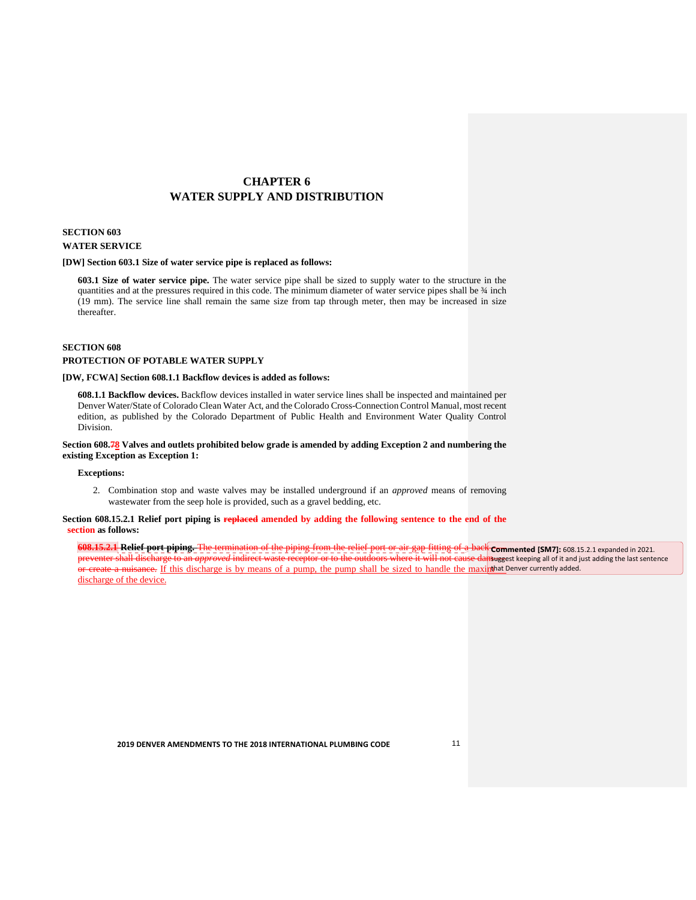# CHAPTER 6
# WATER SUPPLY AND DISTRIBUTION

## SECTION 603
## WATER SERVICE

**[DW] Section 603.1 Size of water service pipe is replaced as follows:**

**603.1 Size of water service pipe.** The water service pipe shall be sized to supply water to the structure in the quantities and at the pressures required in this code. The minimum diameter of water service pipes shall be ¾ inch (19 mm). The service line shall remain the same size from tap through meter, then may be increased in size thereafter.

## SECTION 608
## PROTECTION OF POTABLE WATER SUPPLY

**[DW, FCWA] Section 608.1.1 Backflow devices is added as follows:**

**608.1.1 Backflow devices.** Backflow devices installed in water service lines shall be inspected and maintained per Denver Water/State of Colorado Clean Water Act, and the Colorado Cross-Connection Control Manual, most recent edition, as published by the Colorado Department of Public Health and Environment Water Quality Control Division.

**Section 608.~~7~~8 Valves and outlets prohibited below grade is amended by adding Exception 2 and numbering the existing Exception as Exception 1:**

**Exceptions:**

2. Combination stop and waste valves may be installed underground if an *approved* means of removing wastewater from the seep hole is provided, such as a gravel bedding, etc.

**Section 608.15.2.1 Relief port piping is ~~replaced~~ amended by adding the following sentence to the end of the section as follows:**

**~~608.15.2.1~~ Relief port piping.** ~~The termination of the piping from the relief port or air gap fitting of a backflow preventer shall discharge to an *approved* indirect waste receptor or to the outdoors where it will not cause damage or create a nuisance.~~ If this discharge is by means of a pump, the pump shall be sized to handle the maximum discharge of the device.

**Commented [SM7]:** 608.15.2.1 expanded in 2021. suggest keeping all of it and just adding the last sentence that Denver currently added.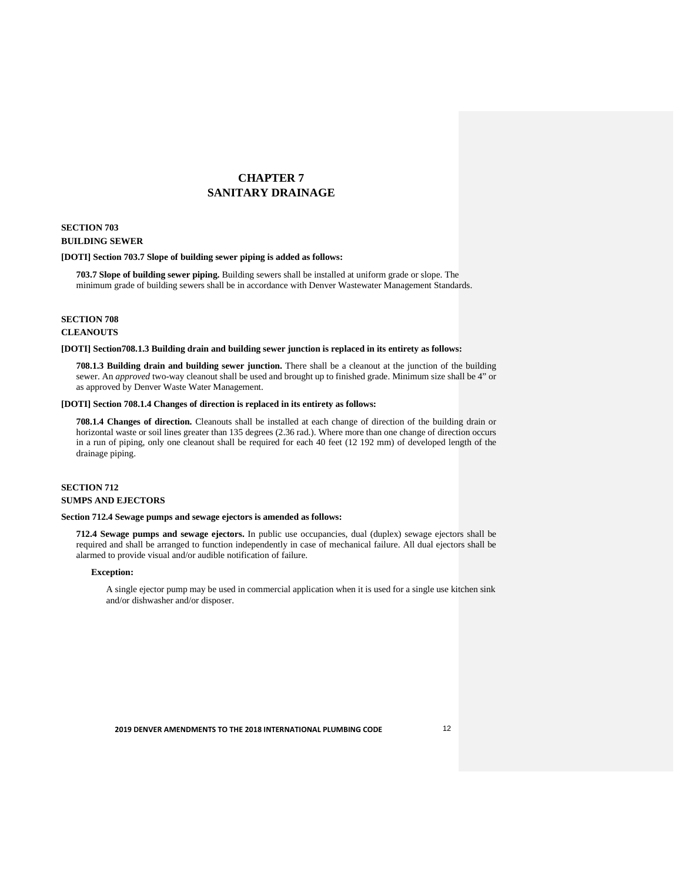# CHAPTER 7
# SANITARY DRAINAGE

## SECTION 703
## BUILDING SEWER

**[DOTI] Section 703.7 Slope of building sewer piping is added as follows:**

**703.7 Slope of building sewer piping.** Building sewers shall be installed at uniform grade or slope. The minimum grade of building sewers shall be in accordance with Denver Wastewater Management Standards.

## SECTION 708
## CLEANOUTS

**[DOTI] Section708.1.3 Building drain and building sewer junction is replaced in its entirety as follows:**

**708.1.3 Building drain and building sewer junction.** There shall be a cleanout at the junction of the building sewer. An *approved* two-way cleanout shall be used and brought up to finished grade. Minimum size shall be 4" or as approved by Denver Waste Water Management.

**[DOTI] Section 708.1.4 Changes of direction is replaced in its entirety as follows:**

**708.1.4 Changes of direction.** Cleanouts shall be installed at each change of direction of the building drain or horizontal waste or soil lines greater than 135 degrees (2.36 rad.). Where more than one change of direction occurs in a run of piping, only one cleanout shall be required for each 40 feet (12 192 mm) of developed length of the drainage piping.

## SECTION 712
## SUMPS AND EJECTORS

**Section 712.4 Sewage pumps and sewage ejectors is amended as follows:**

**712.4 Sewage pumps and sewage ejectors.** In public use occupancies, dual (duplex) sewage ejectors shall be required and shall be arranged to function independently in case of mechanical failure. All dual ejectors shall be alarmed to provide visual and/or audible notification of failure.

**Exception:**

A single ejector pump may be used in commercial application when it is used for a single use kitchen sink and/or dishwasher and/or disposer.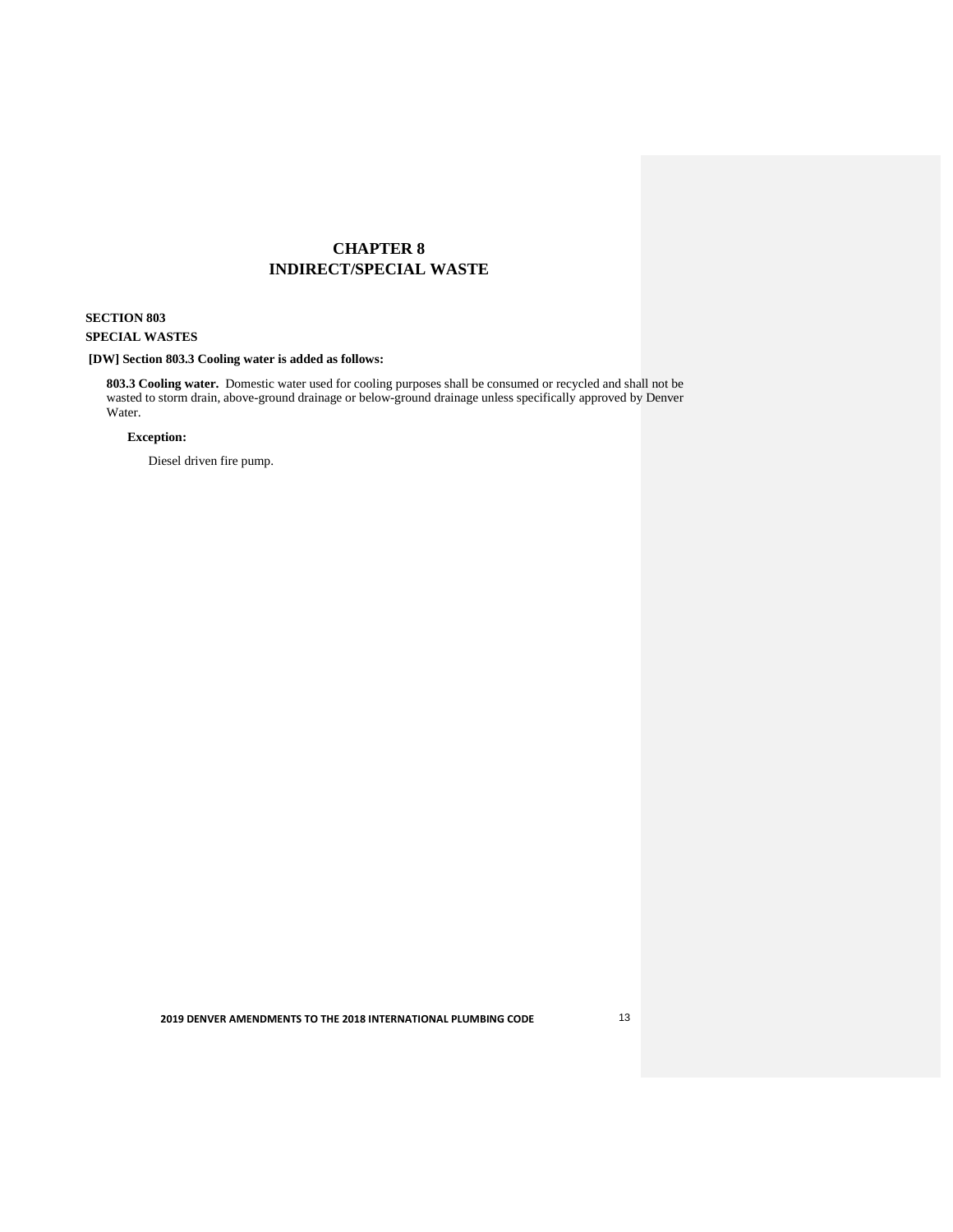# CHAPTER 8
# INDIRECT/SPECIAL WASTE

## SECTION 803
## SPECIAL WASTES

**[DW] Section 803.3 Cooling water is added as follows:**

**803.3 Cooling water.** Domestic water used for cooling purposes shall be consumed or recycled and shall not be wasted to storm drain, above-ground drainage or below-ground drainage unless specifically approved by Denver Water.

**Exception:**

Diesel driven fire pump.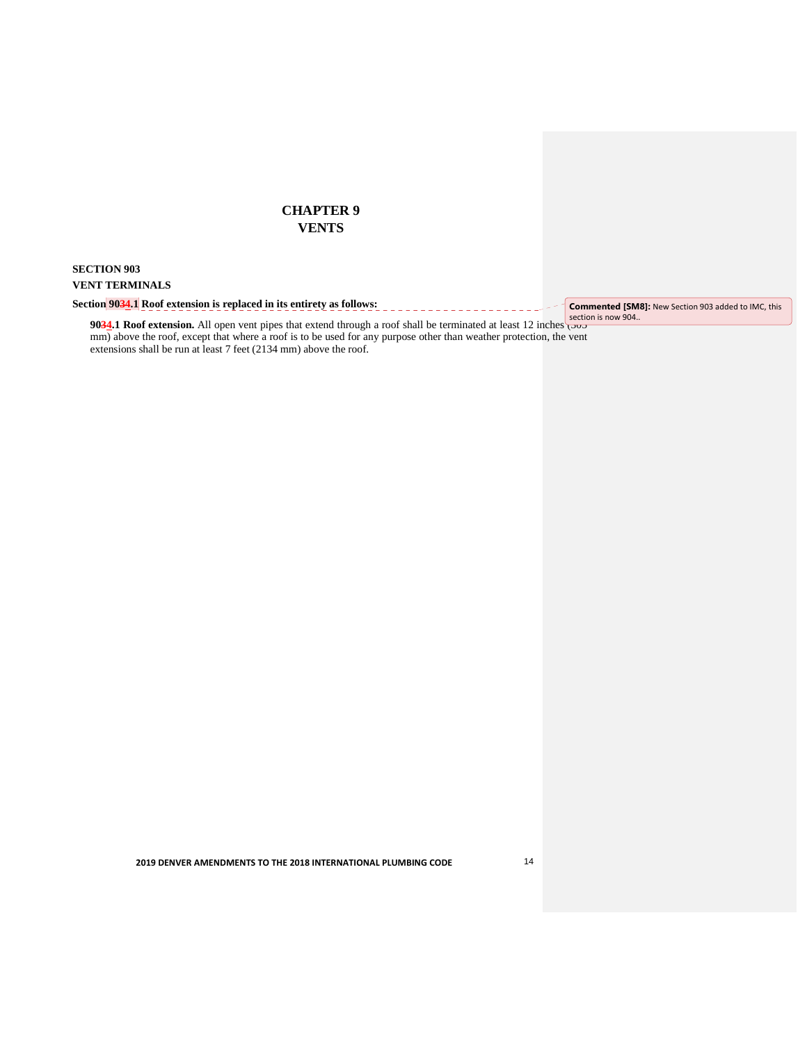# CHAPTER 9
# VENTS

**SECTION 903**

**VENT TERMINALS**

**Section 9034.1 Roof extension is replaced in its entirety as follows:**

**9034.1 Roof extension.** All open vent pipes that extend through a roof shall be terminated at least 12 inches (305 mm) above the roof, except that where a roof is to be used for any purpose other than weather protection, the vent extensions shall be run at least 7 feet (2134 mm) above the roof.

**Commented [SM8]:** New Section 903 added to IMC, this section is now 904..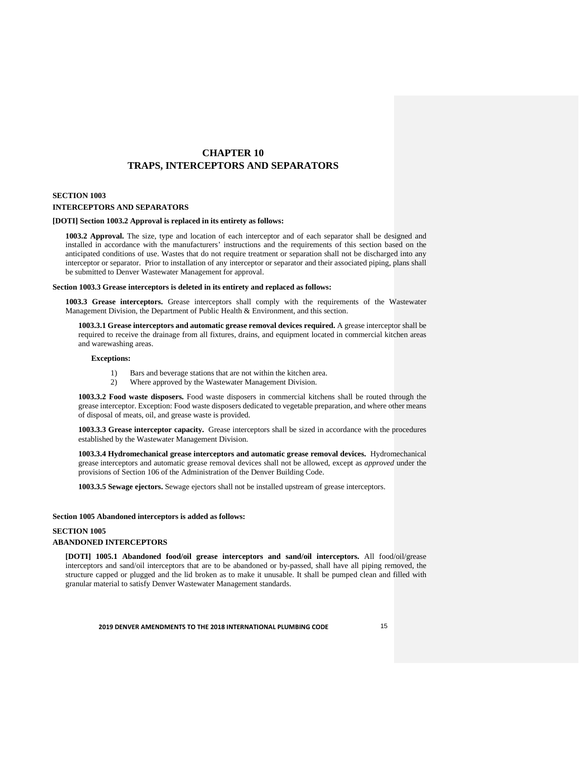# CHAPTER 10
# TRAPS, INTERCEPTORS AND SEPARATORS

## SECTION 1003
## INTERCEPTORS AND SEPARATORS

**[DOTI] Section 1003.2 Approval is replaced in its entirety as follows:**

**1003.2 Approval.** The size, type and location of each interceptor and of each separator shall be designed and installed in accordance with the manufacturers' instructions and the requirements of this section based on the anticipated conditions of use. Wastes that do not require treatment or separation shall not be discharged into any interceptor or separator. Prior to installation of any interceptor or separator and their associated piping, plans shall be submitted to Denver Wastewater Management for approval.

**Section 1003.3 Grease interceptors is deleted in its entirety and replaced as follows:**

**1003.3 Grease interceptors.** Grease interceptors shall comply with the requirements of the Wastewater Management Division, the Department of Public Health & Environment, and this section.

**1003.3.1 Grease interceptors and automatic grease removal devices required.** A grease interceptor shall be required to receive the drainage from all fixtures, drains, and equipment located in commercial kitchen areas and warewashing areas.

**Exceptions:**

1) Bars and beverage stations that are not within the kitchen area.
2) Where approved by the Wastewater Management Division.

**1003.3.2 Food waste disposers.** Food waste disposers in commercial kitchens shall be routed through the grease interceptor. Exception: Food waste disposers dedicated to vegetable preparation, and where other means of disposal of meats, oil, and grease waste is provided.

**1003.3.3 Grease interceptor capacity.** Grease interceptors shall be sized in accordance with the procedures established by the Wastewater Management Division.

**1003.3.4 Hydromechanical grease interceptors and automatic grease removal devices.** Hydromechanical grease interceptors and automatic grease removal devices shall not be allowed, except as *approved* under the provisions of Section 106 of the Administration of the Denver Building Code.

**1003.3.5 Sewage ejectors.** Sewage ejectors shall not be installed upstream of grease interceptors.

**Section 1005 Abandoned interceptors is added as follows:**

## SECTION 1005
## ABANDONED INTERCEPTORS

**[DOTI] 1005.1 Abandoned food/oil grease interceptors and sand/oil interceptors.** All food/oil/grease interceptors and sand/oil interceptors that are to be abandoned or by-passed, shall have all piping removed, the structure capped or plugged and the lid broken as to make it unusable. It shall be pumped clean and filled with granular material to satisfy Denver Wastewater Management standards.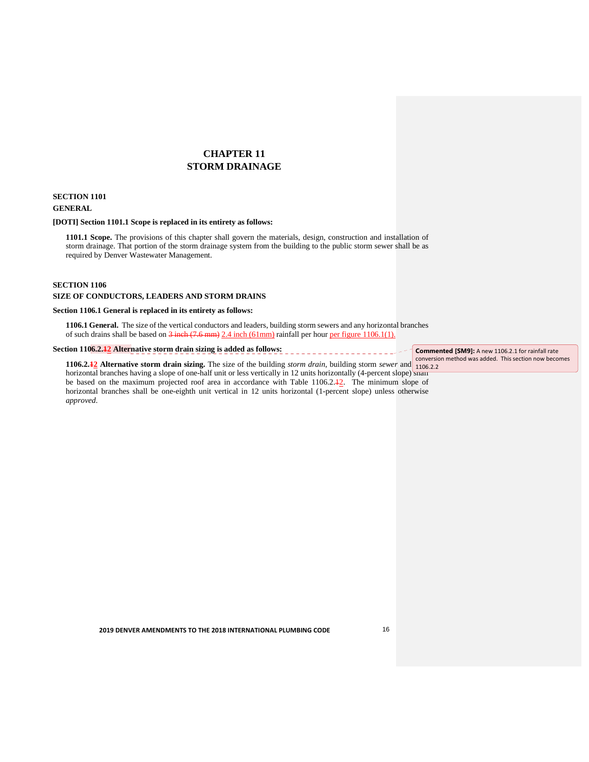# CHAPTER 11
# STORM DRAINAGE

## SECTION 1101
## GENERAL

**[DOTI] Section 1101.1 Scope is replaced in its entirety as follows:**

**1101.1 Scope.** The provisions of this chapter shall govern the materials, design, construction and installation of storm drainage. That portion of the storm drainage system from the building to the public storm sewer shall be as required by Denver Wastewater Management.

## SECTION 1106
## SIZE OF CONDUCTORS, LEADERS AND STORM DRAINS

**Section 1106.1 General is replaced in its entirety as follows:**

**1106.1 General.** The size of the vertical conductors and leaders, building storm sewers and any horizontal branches of such drains shall be based on ~~3 inch (7.6 mm)~~ 2.4 inch (61mm) rainfall per hour per figure 1106.1(1).

**Section 1106.2.~~1~~2 Alternative storm drain sizing is added as follows:**

**Commented [SM9]:** A new 1106.2.1 for rainfall rate conversion method was added. This section now becomes 1106.2.2

**1106.2.~~1~~2 Alternative storm drain sizing.** The size of the building *storm drain*, building storm *sewer* and horizontal branches having a slope of one-half unit or less vertically in 12 units horizontally (4-percent slope) shall be based on the maximum projected roof area in accordance with Table 1106.2.~~1~~2. The minimum slope of horizontal branches shall be one-eighth unit vertical in 12 units horizontal (1-percent slope) unless otherwise *approved*.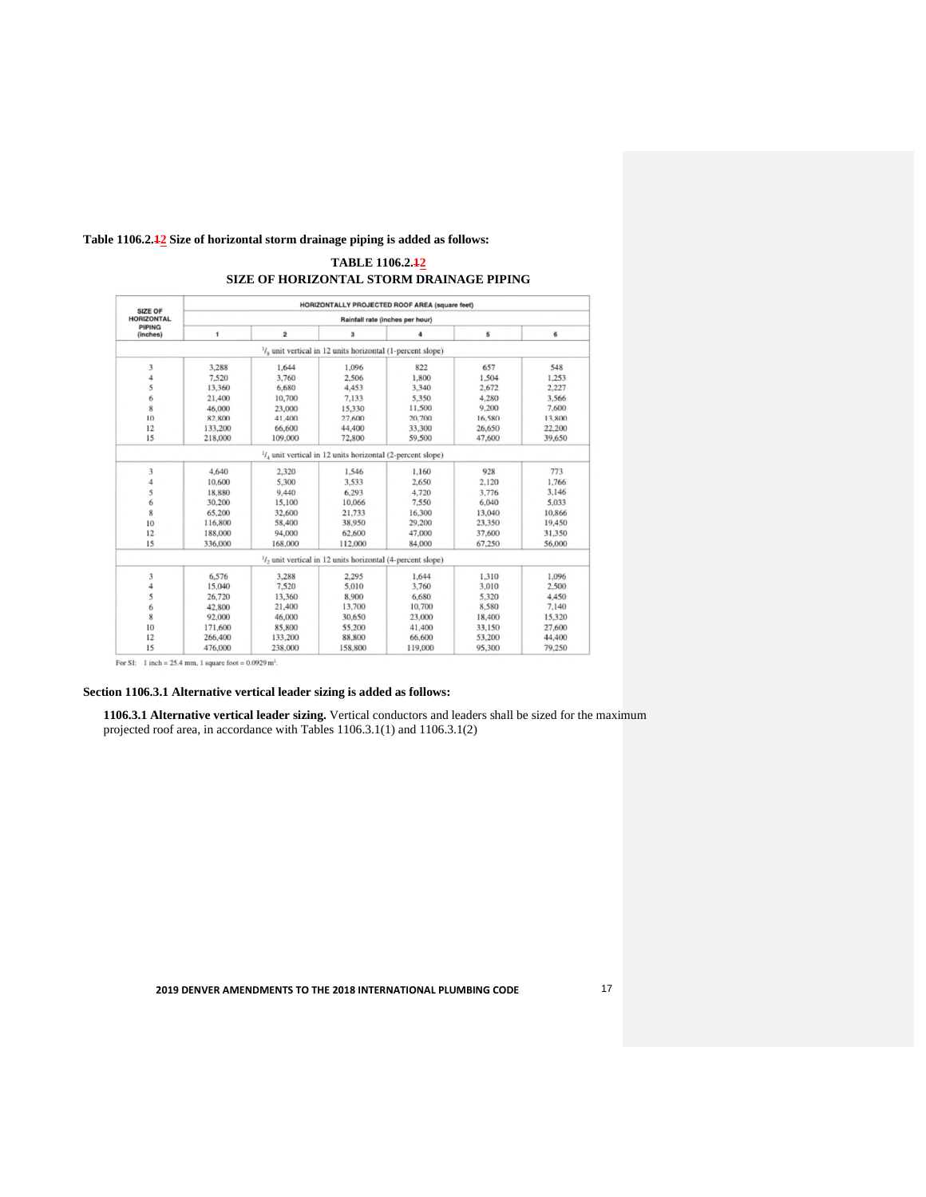**Table 1106.2.~~1~~2 Size of horizontal storm drainage piping is added as follows:**

**TABLE 1106.2.~~1~~2**
**SIZE OF HORIZONTAL STORM DRAINAGE PIPING**

| SIZE OF HORIZONTAL PIPING (inches) | HORIZONTALLY PROJECTED ROOF AREA (square feet) | | | | | |
|---|---|---|---|---|---|---|
| | Rainfall rate (inches per hour) | | | | | |
| | 1 | 2 | 3 | 4 | 5 | 6 |
| | $^1/_8$ unit vertical in 12 units horizontal (1-percent slope) | | | | | |
| 3 | 3,288 | 1,644 | 1,096 | 822 | 657 | 548 |
| 4 | 7,520 | 3,760 | 2,506 | 1,800 | 1,504 | 1,253 |
| 5 | 13,360 | 6,680 | 4,453 | 3,340 | 2,672 | 2,227 |
| 6 | 21,400 | 10,700 | 7,133 | 5,350 | 4,280 | 3,566 |
| 8 | 46,000 | 23,000 | 15,330 | 11,500 | 9,200 | 7,600 |
| 10 | 82,800 | 41,400 | 27,600 | 20,700 | 16,580 | 13,800 |
| 12 | 133,200 | 66,600 | 44,400 | 33,300 | 26,650 | 22,200 |
| 15 | 218,000 | 109,000 | 72,800 | 59,500 | 47,600 | 39,650 |
| | $^1/_4$ unit vertical in 12 units horizontal (2-percent slope) | | | | | |
| 3 | 4,640 | 2,320 | 1,546 | 1,160 | 928 | 773 |
| 4 | 10,600 | 5,300 | 3,533 | 2,650 | 2,120 | 1,766 |
| 5 | 18,880 | 9,440 | 6,293 | 4,720 | 3,776 | 3,146 |
| 6 | 30,200 | 15,100 | 10,066 | 7,550 | 6,040 | 5,033 |
| 8 | 65,200 | 32,600 | 21,733 | 16,300 | 13,040 | 10,866 |
| 10 | 116,800 | 58,400 | 38,950 | 29,200 | 23,350 | 19,450 |
| 12 | 188,000 | 94,000 | 62,600 | 47,000 | 37,600 | 31,350 |
| 15 | 336,000 | 168,000 | 112,000 | 84,000 | 67,250 | 56,000 |
| | $^1/_2$ unit vertical in 12 units horizontal (4-percent slope) | | | | | |
| 3 | 6,576 | 3,288 | 2,295 | 1,644 | 1,310 | 1,096 |
| 4 | 15,040 | 7,520 | 5,010 | 3,760 | 3,010 | 2,500 |
| 5 | 26,720 | 13,360 | 8,900 | 6,680 | 5,320 | 4,450 |
| 6 | 42,800 | 21,400 | 13,700 | 10,700 | 8,580 | 7,140 |
| 8 | 92,000 | 46,000 | 30,650 | 23,000 | 18,400 | 15,320 |
| 10 | 171,600 | 85,800 | 55,200 | 41,400 | 33,150 | 27,600 |
| 12 | 266,400 | 133,200 | 88,800 | 66,600 | 53,200 | 44,400 |
| 15 | 476,000 | 238,000 | 158,800 | 119,000 | 95,300 | 79,250 |

For SI: 1 inch = 25.4 mm, 1 square foot = 0.0929 m².

**Section 1106.3.1 Alternative vertical leader sizing is added as follows:**

**1106.3.1 Alternative vertical leader sizing.** Vertical conductors and leaders shall be sized for the maximum projected roof area, in accordance with Tables 1106.3.1(1) and 1106.3.1(2)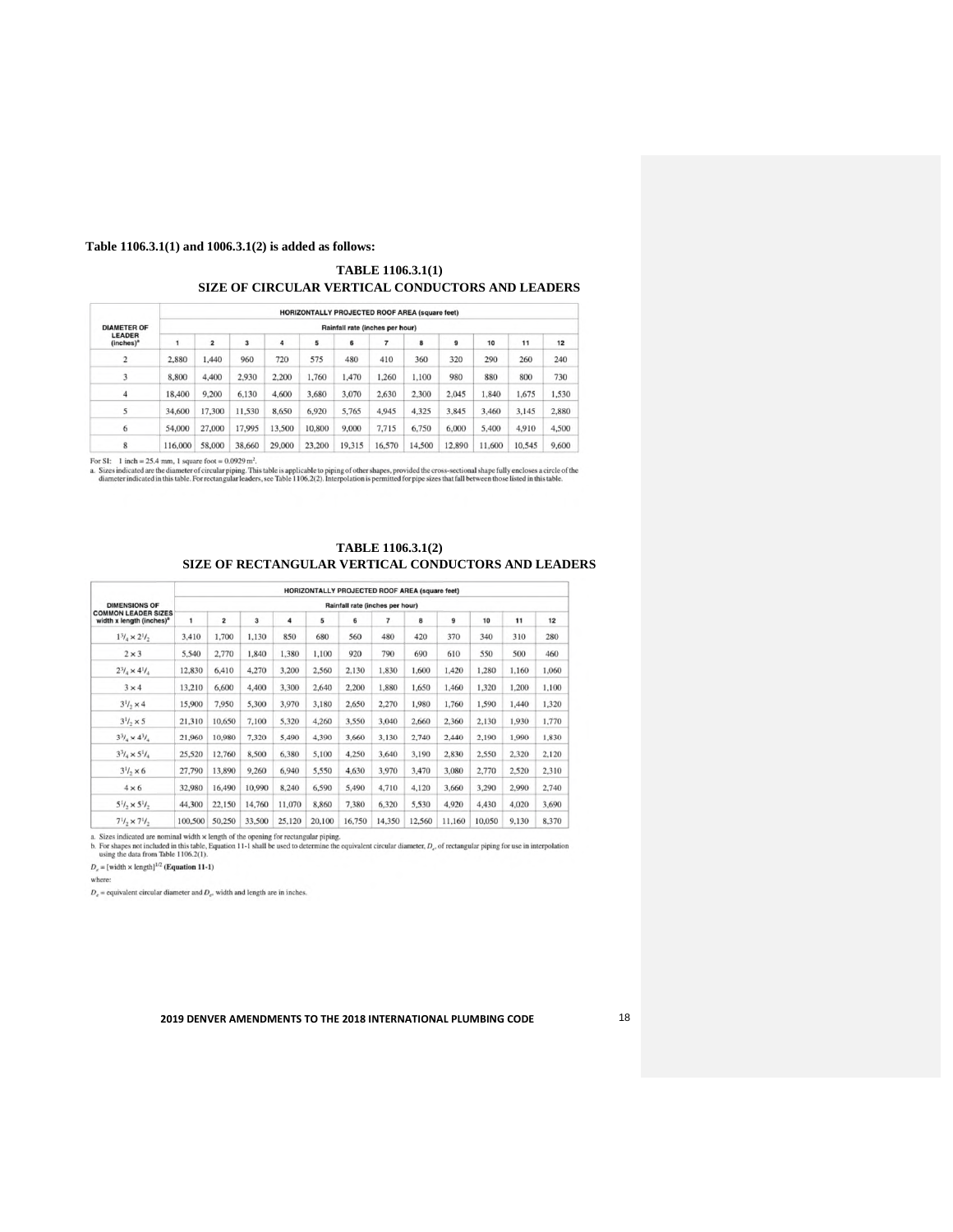**Table 1106.3.1(1) and 1006.3.1(2) is added as follows:**

**TABLE 1106.3.1(1)**
**SIZE OF CIRCULAR VERTICAL CONDUCTORS AND LEADERS**

| DIAMETER OF LEADER (inches)[a] | HORIZONTALLY PROJECTED ROOF AREA (square feet) | | | | | | | | | | | |
|---|---|---|---|---|---|---|---|---|---|---|---|---|
| | Rainfall rate (inches per hour) | | | | | | | | | | | |
| | 1 | 2 | 3 | 4 | 5 | 6 | 7 | 8 | 9 | 10 | 11 | 12 |
| 2 | 2,880 | 1,440 | 960 | 720 | 575 | 480 | 410 | 360 | 320 | 290 | 260 | 240 |
| 3 | 8,800 | 4,400 | 2,930 | 2,200 | 1,760 | 1,470 | 1,260 | 1,100 | 980 | 880 | 800 | 730 |
| 4 | 18,400 | 9,200 | 6,130 | 4,600 | 3,680 | 3,070 | 2,630 | 2,300 | 2,045 | 1,840 | 1,675 | 1,530 |
| 5 | 34,600 | 17,300 | 11,530 | 8,650 | 6,920 | 5,765 | 4,945 | 4,325 | 3,845 | 3,460 | 3,145 | 2,880 |
| 6 | 54,000 | 27,000 | 17,995 | 13,500 | 10,800 | 9,000 | 7,715 | 6,750 | 6,000 | 5,400 | 4,910 | 4,500 |
| 8 | 116,000 | 58,000 | 38,660 | 29,000 | 23,200 | 19,315 | 16,570 | 14,500 | 12,890 | 11,600 | 10,545 | 9,600 |

For SI: 1 inch = 25.4 mm, 1 square foot = 0.0929 m².

a. Sizes indicated are the diameter of circular piping. This table is applicable to piping of other shapes, provided the cross-sectional shape fully encloses a circle of the diameter indicated in this table. For rectangular leaders, see Table 1106.2(2). Interpolation is permitted for pipe sizes that fall between those listed in this table.

**TABLE 1106.3.1(2)**
**SIZE OF RECTANGULAR VERTICAL CONDUCTORS AND LEADERS**

| DIMENSIONS OF COMMON LEADER SIZES width x length (inches)[a] | HORIZONTALLY PROJECTED ROOF AREA (square feet) | | | | | | | | | | | |
|---|---|---|---|---|---|---|---|---|---|---|---|---|
| | Rainfall rate (inches per hour) | | | | | | | | | | | |
| | 1 | 2 | 3 | 4 | 5 | 6 | 7 | 8 | 9 | 10 | 11 | 12 |
| $1^3/_4 \times 2^1/_2$ | 3,410 | 1,700 | 1,130 | 850 | 680 | 560 | 480 | 420 | 370 | 340 | 310 | 280 |
| $2 \times 3$ | 5,540 | 2,770 | 1,840 | 1,380 | 1,100 | 920 | 790 | 690 | 610 | 550 | 500 | 460 |
| $2^3/_4 \times 4^1/_4$ | 12,830 | 6,410 | 4,270 | 3,200 | 2,560 | 2,130 | 1,830 | 1,600 | 1,420 | 1,280 | 1,160 | 1,060 |
| $3 \times 4$ | 13,210 | 6,600 | 4,400 | 3,300 | 2,640 | 2,200 | 1,880 | 1,650 | 1,460 | 1,320 | 1,200 | 1,100 |
| $3^1/_2 \times 4$ | 15,900 | 7,950 | 5,300 | 3,970 | 3,180 | 2,650 | 2,270 | 1,980 | 1,760 | 1,590 | 1,440 | 1,320 |
| $3^1/_2 \times 5$ | 21,310 | 10,650 | 7,100 | 5,320 | 4,260 | 3,550 | 3,040 | 2,660 | 2,360 | 2,130 | 1,930 | 1,770 |
| $3^3/_4 \times 4^3/_4$ | 21,960 | 10,980 | 7,320 | 5,490 | 4,390 | 3,660 | 3,130 | 2,740 | 2,440 | 2,190 | 1,990 | 1,830 |
| $3^3/_4 \times 5^1/_4$ | 25,520 | 12,760 | 8,500 | 6,380 | 5,100 | 4,250 | 3,640 | 3,190 | 2,830 | 2,550 | 2,320 | 2,120 |
| $3^1/_2 \times 6$ | 27,790 | 13,890 | 9,260 | 6,940 | 5,550 | 4,630 | 3,970 | 3,470 | 3,080 | 2,770 | 2,520 | 2,310 |
| $4 \times 6$ | 32,980 | 16,490 | 10,990 | 8,240 | 6,590 | 5,490 | 4,710 | 4,120 | 3,660 | 3,290 | 2,990 | 2,740 |
| $5^1/_2 \times 5^1/_2$ | 44,300 | 22,150 | 14,760 | 11,070 | 8,860 | 7,380 | 6,320 | 5,530 | 4,920 | 4,430 | 4,020 | 3,690 |
| $7^1/_2 \times 7^1/_2$ | 100,500 | 50,250 | 33,500 | 25,120 | 20,100 | 16,750 | 14,350 | 12,560 | 11,160 | 10,050 | 9,130 | 8,370 |

a. Sizes indicated are nominal width × length of the opening for rectangular piping.

b. For shapes not included in this table, Equation 11-1 shall be used to determine the equivalent circular diameter, $D_e$, of rectangular piping for use in interpolation using the data from Table 1106.2(1).

$D_e = [\text{width} \times \text{length}]^{1/2}$ **(Equation 11-1)**

where:

$D_e$ = equivalent circular diameter and $D_e$, width and length are in inches.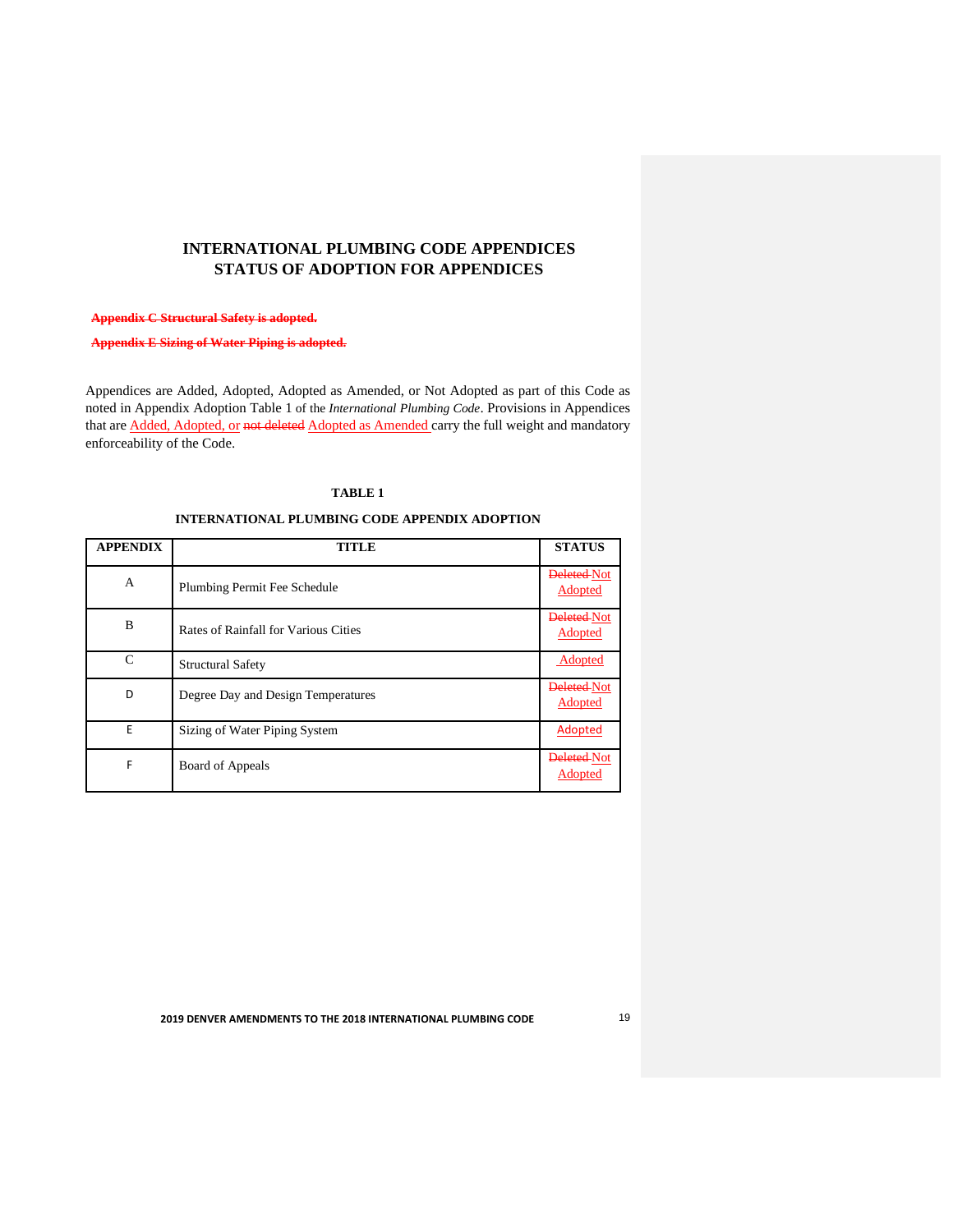# INTERNATIONAL PLUMBING CODE APPENDICES
# STATUS OF ADOPTION FOR APPENDICES

~~**Appendix C Structural Safety is adopted.**~~

~~**Appendix E Sizing of Water Piping is adopted.**~~

Appendices are Added, Adopted, Adopted as Amended, or Not Adopted as part of this Code as noted in Appendix Adoption Table 1 of the *International Plumbing Code*. Provisions in Appendices that are Added, Adopted, or ~~not deleted~~ Adopted as Amended carry the full weight and mandatory enforceability of the Code.

**TABLE 1**

**INTERNATIONAL PLUMBING CODE APPENDIX ADOPTION**

| APPENDIX | TITLE | STATUS |
|---|---|---|
| A | Plumbing Permit Fee Schedule | ~~Deleted~~ Not Adopted |
| B | Rates of Rainfall for Various Cities | ~~Deleted~~ Not Adopted |
| C | Structural Safety | Adopted |
| D | Degree Day and Design Temperatures | ~~Deleted~~ Not Adopted |
| E | Sizing of Water Piping System | Adopted |
| F | Board of Appeals | ~~Deleted~~ Not Adopted |